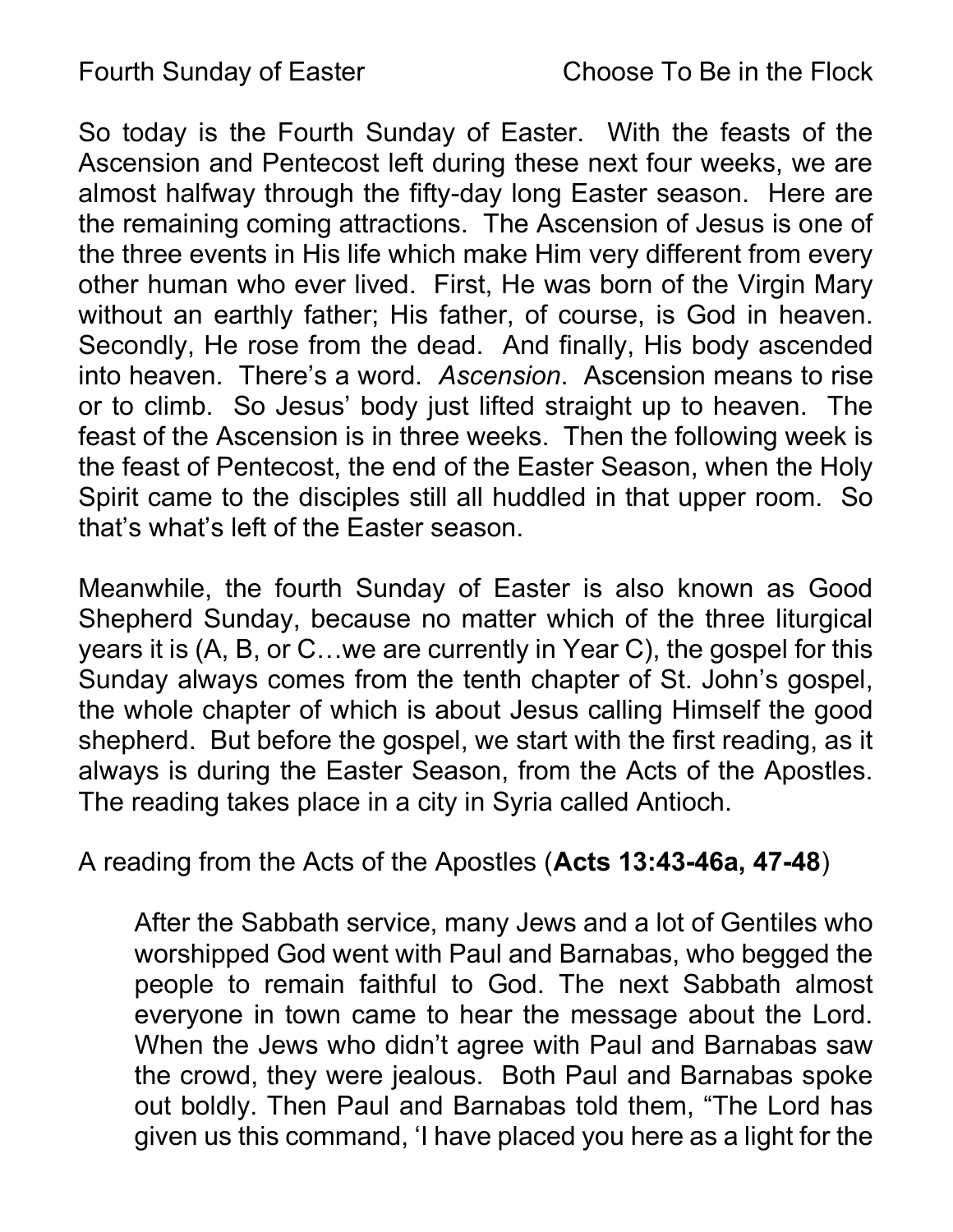Fourth Sunday of Easter Choose To Be in the Flock

So today is the Fourth Sunday of Easter. With the feasts of the Ascension and Pentecost left during these next four weeks, we are almost halfway through the fifty-day long Easter season. Here are the remaining coming attractions. The Ascension of Jesus is one of the three events in His life which make Him very different from every other human who ever lived. First, He was born of the Virgin Mary without an earthly father; His father, of course, is God in heaven. Secondly, He rose from the dead. And finally, His body ascended into heaven. There's a word. *Ascension*. Ascension means to rise or to climb. So Jesus' body just lifted straight up to heaven. The feast of the Ascension is in three weeks. Then the following week is the feast of Pentecost, the end of the Easter Season, when the Holy Spirit came to the disciples still all huddled in that upper room. So that's what's left of the Easter season.

Meanwhile, the fourth Sunday of Easter is also known as Good Shepherd Sunday, because no matter which of the three liturgical years it is (A, B, or C…we are currently in Year C), the gospel for this Sunday always comes from the tenth chapter of St. John's gospel, the whole chapter of which is about Jesus calling Himself the good shepherd. But before the gospel, we start with the first reading, as it always is during the Easter Season, from the Acts of the Apostles. The reading takes place in a city in Syria called Antioch.

A reading from the Acts of the Apostles (**Acts 13:43-46a, 47-48**)

> After the Sabbath service, many Jews and a lot of Gentiles who worshipped God went with Paul and Barnabas, who begged the people to remain faithful to God. The next Sabbath almost everyone in town came to hear the message about the Lord. When the Jews who didn't agree with Paul and Barnabas saw the crowd, they were jealous. Both Paul and Barnabas spoke out boldly. Then Paul and Barnabas told them, "The Lord has given us this command, 'I have placed you here as a light for the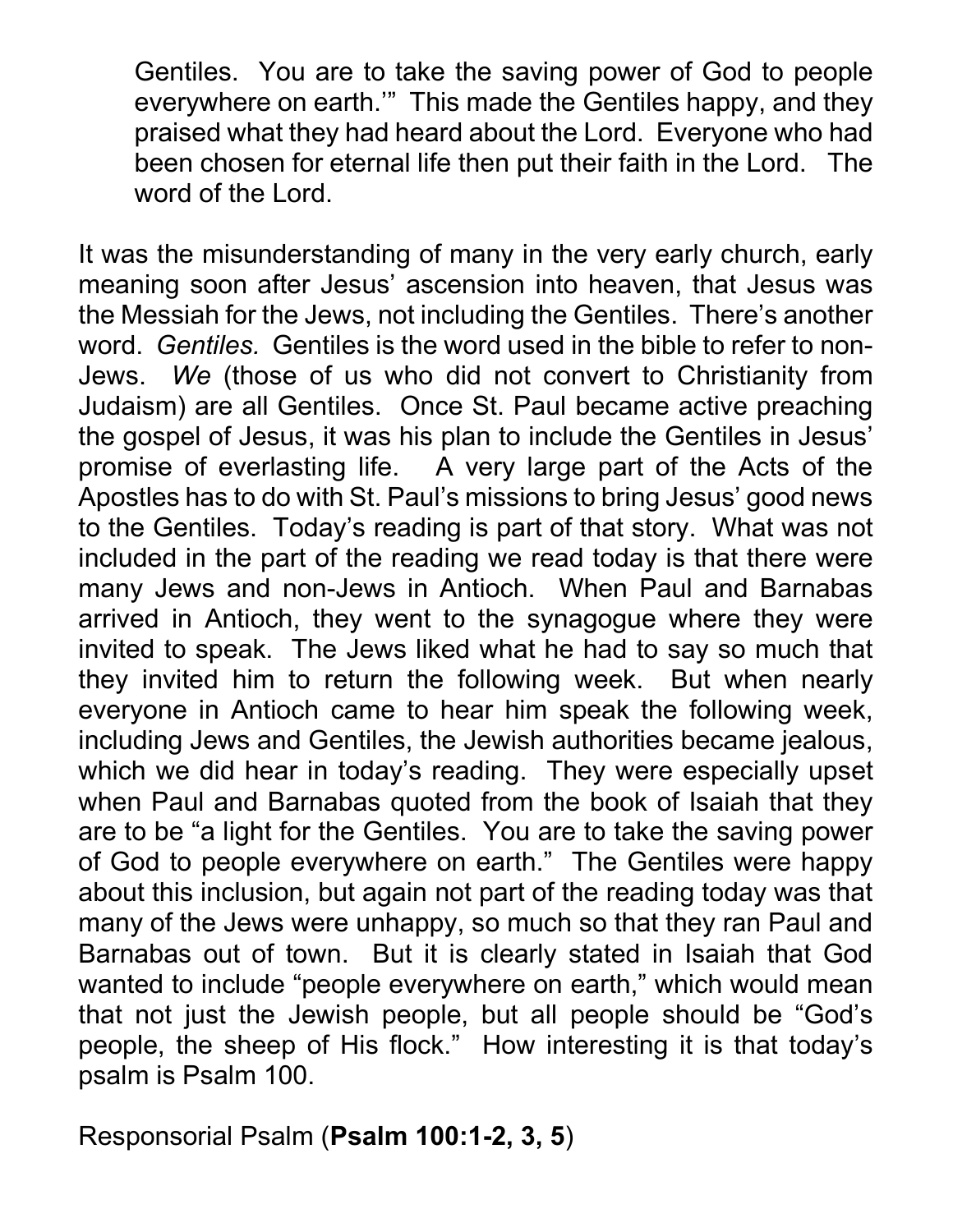> Gentiles. You are to take the saving power of God to people everywhere on earth.'" This made the Gentiles happy, and they praised what they had heard about the Lord. Everyone who had been chosen for eternal life then put their faith in the Lord. The word of the Lord.

It was the misunderstanding of many in the very early church, early meaning soon after Jesus' ascension into heaven, that Jesus was the Messiah for the Jews, not including the Gentiles. There's another word. *Gentiles.* Gentiles is the word used in the bible to refer to non-Jews. *We* (those of us who did not convert to Christianity from Judaism) are all Gentiles. Once St. Paul became active preaching the gospel of Jesus, it was his plan to include the Gentiles in Jesus' promise of everlasting life. A very large part of the Acts of the Apostles has to do with St. Paul's missions to bring Jesus' good news to the Gentiles. Today's reading is part of that story. What was not included in the part of the reading we read today is that there were many Jews and non-Jews in Antioch. When Paul and Barnabas arrived in Antioch, they went to the synagogue where they were invited to speak. The Jews liked what he had to say so much that they invited him to return the following week. But when nearly everyone in Antioch came to hear him speak the following week, including Jews and Gentiles, the Jewish authorities became jealous, which we did hear in today's reading. They were especially upset when Paul and Barnabas quoted from the book of Isaiah that they are to be "a light for the Gentiles. You are to take the saving power of God to people everywhere on earth." The Gentiles were happy about this inclusion, but again not part of the reading today was that many of the Jews were unhappy, so much so that they ran Paul and Barnabas out of town. But it is clearly stated in Isaiah that God wanted to include "people everywhere on earth," which would mean that not just the Jewish people, but all people should be "God's people, the sheep of His flock." How interesting it is that today's psalm is Psalm 100.

Responsorial Psalm (**Psalm 100:1-2, 3, 5**)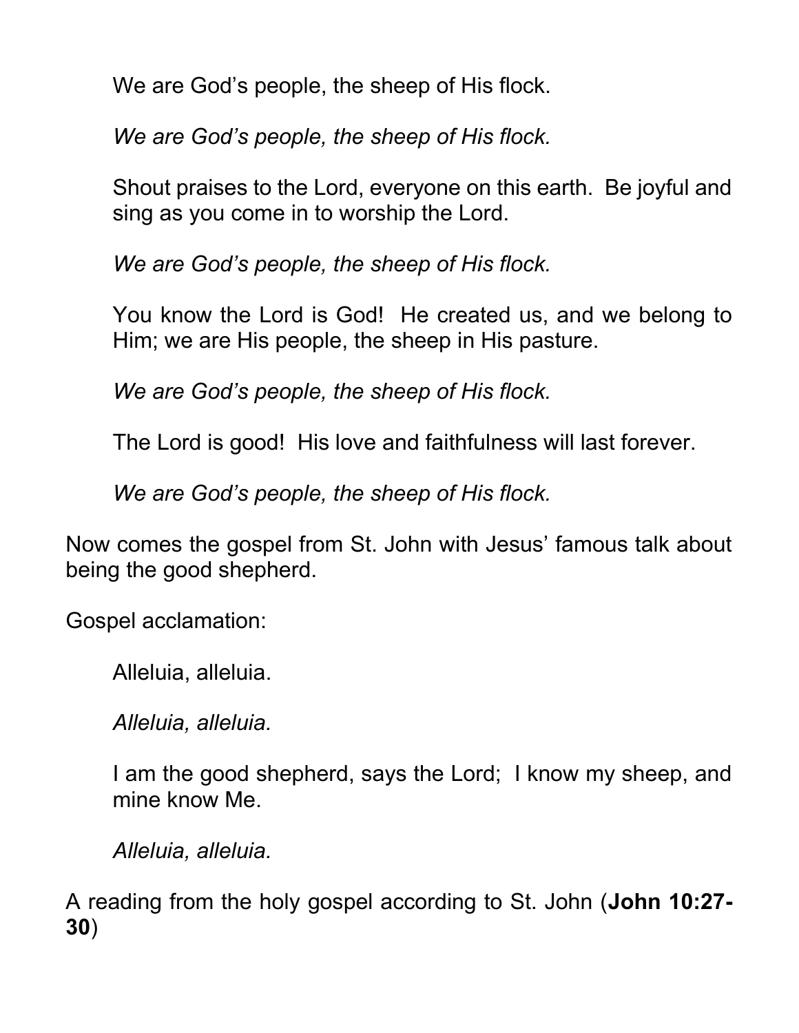We are God's people, the sheep of His flock.

*We are God's people, the sheep of His flock.*

Shout praises to the Lord, everyone on this earth. Be joyful and sing as you come in to worship the Lord.

*We are God's people, the sheep of His flock.*

You know the Lord is God! He created us, and we belong to Him; we are His people, the sheep in His pasture.

*We are God's people, the sheep of His flock.*

The Lord is good! His love and faithfulness will last forever.

*We are God's people, the sheep of His flock.*

Now comes the gospel from St. John with Jesus' famous talk about being the good shepherd.

Gospel acclamation:

Alleluia, alleluia.

*Alleluia, alleluia.*

I am the good shepherd, says the Lord; I know my sheep, and mine know Me.

*Alleluia, alleluia.*

A reading from the holy gospel according to St. John (**John 10:27-30**)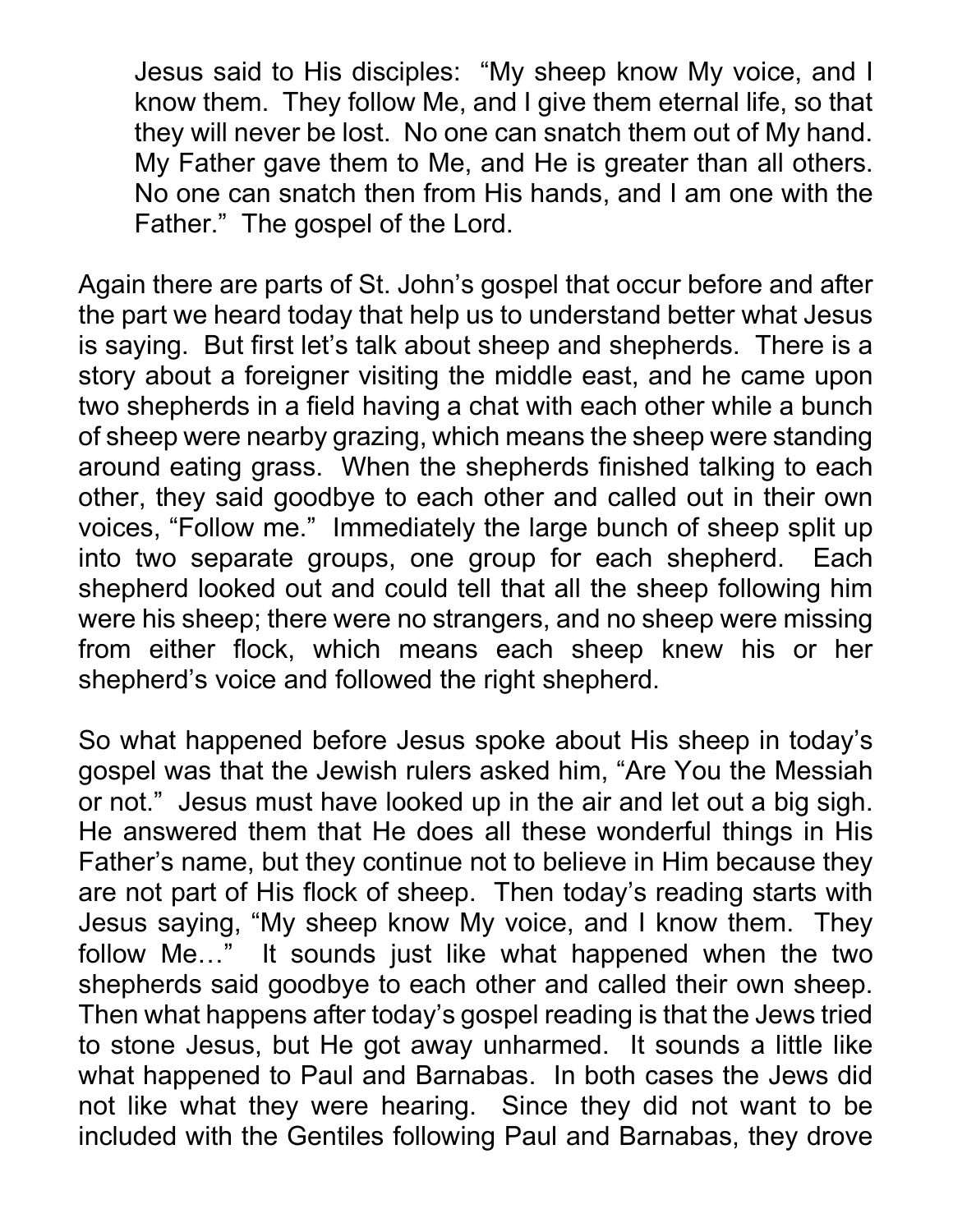Jesus said to His disciples: "My sheep know My voice, and I know them. They follow Me, and I give them eternal life, so that they will never be lost. No one can snatch them out of My hand. My Father gave them to Me, and He is greater than all others. No one can snatch then from His hands, and I am one with the Father." The gospel of the Lord.

Again there are parts of St. John's gospel that occur before and after the part we heard today that help us to understand better what Jesus is saying. But first let's talk about sheep and shepherds. There is a story about a foreigner visiting the middle east, and he came upon two shepherds in a field having a chat with each other while a bunch of sheep were nearby grazing, which means the sheep were standing around eating grass. When the shepherds finished talking to each other, they said goodbye to each other and called out in their own voices, "Follow me." Immediately the large bunch of sheep split up into two separate groups, one group for each shepherd. Each shepherd looked out and could tell that all the sheep following him were his sheep; there were no strangers, and no sheep were missing from either flock, which means each sheep knew his or her shepherd's voice and followed the right shepherd.

So what happened before Jesus spoke about His sheep in today's gospel was that the Jewish rulers asked him, "Are You the Messiah or not." Jesus must have looked up in the air and let out a big sigh. He answered them that He does all these wonderful things in His Father's name, but they continue not to believe in Him because they are not part of His flock of sheep. Then today's reading starts with Jesus saying, "My sheep know My voice, and I know them. They follow Me…" It sounds just like what happened when the two shepherds said goodbye to each other and called their own sheep. Then what happens after today's gospel reading is that the Jews tried to stone Jesus, but He got away unharmed. It sounds a little like what happened to Paul and Barnabas. In both cases the Jews did not like what they were hearing. Since they did not want to be included with the Gentiles following Paul and Barnabas, they drove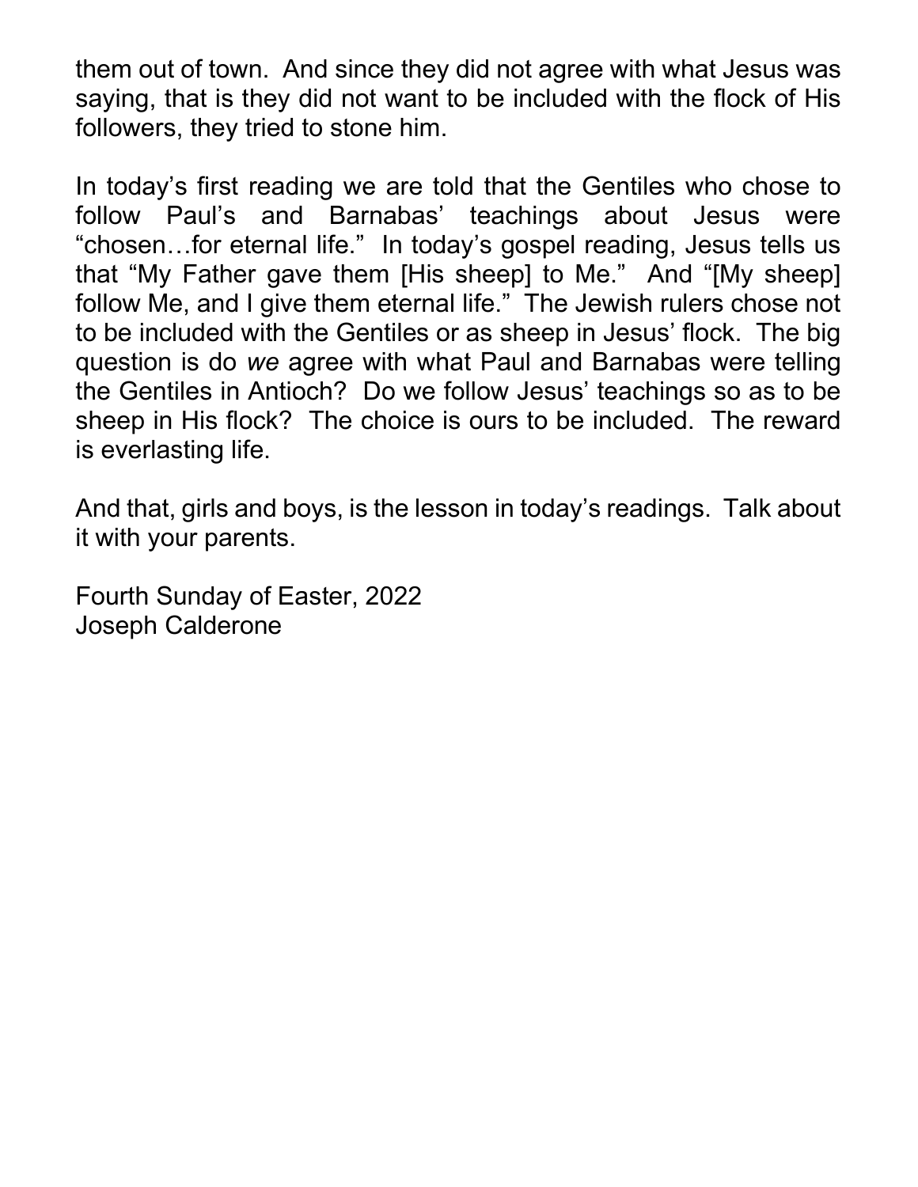them out of town. And since they did not agree with what Jesus was saying, that is they did not want to be included with the flock of His followers, they tried to stone him.

In today's first reading we are told that the Gentiles who chose to follow Paul's and Barnabas' teachings about Jesus were "chosen…for eternal life." In today's gospel reading, Jesus tells us that "My Father gave them [His sheep] to Me." And "[My sheep] follow Me, and I give them eternal life." The Jewish rulers chose not to be included with the Gentiles or as sheep in Jesus' flock. The big question is do *we* agree with what Paul and Barnabas were telling the Gentiles in Antioch? Do we follow Jesus' teachings so as to be sheep in His flock? The choice is ours to be included. The reward is everlasting life.

And that, girls and boys, is the lesson in today's readings. Talk about it with your parents.

Fourth Sunday of Easter, 2022
Joseph Calderone